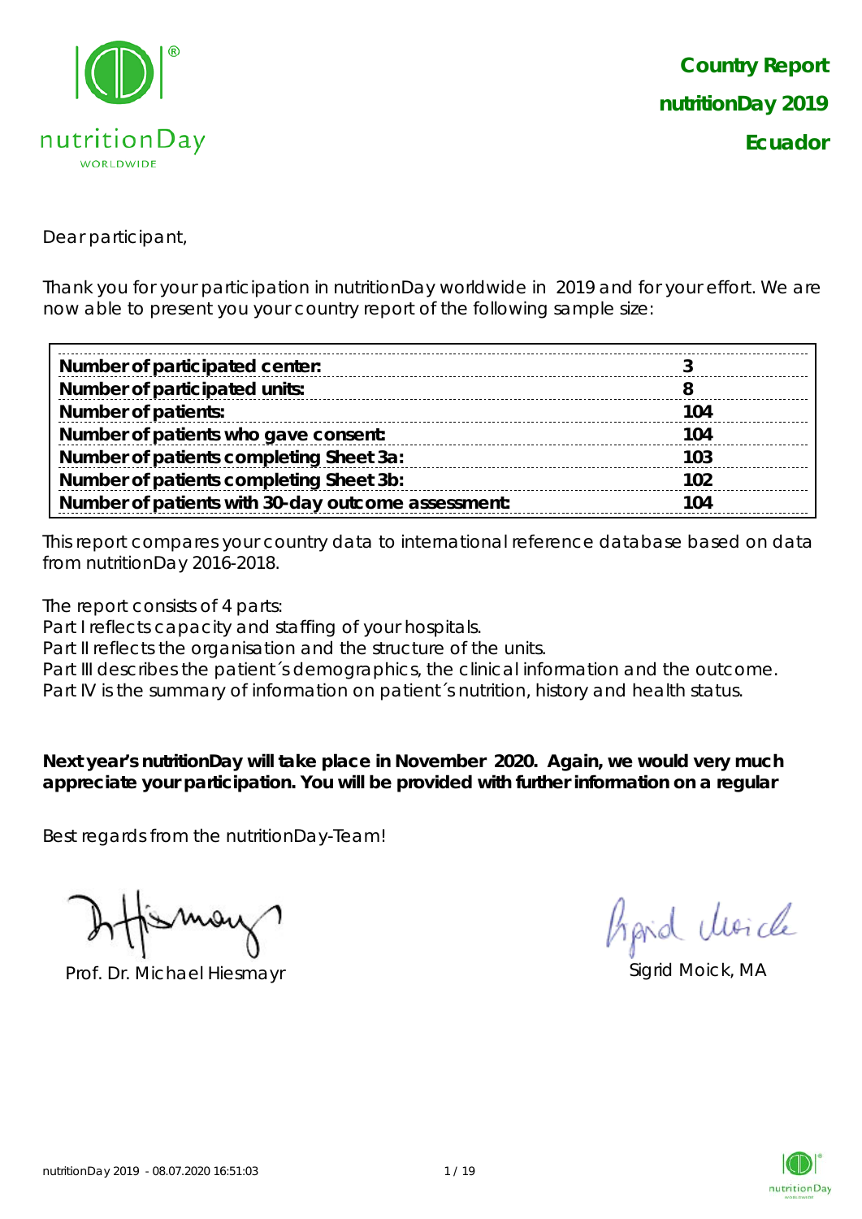**Country Report**

**nutritionDay 2019**

**Ecuador**

Dear participant,

Thank you for your participation in nutritionDay worldwide in 2019 and for your effort. We are now able to present you your country report of the following sample size:

| | |
|---|---|
| **Number of participated center:** | **3** |
| **Number of participated units:** | **8** |
| **Number of patients:** | **104** |
| **Number of patients who gave consent:** | **104** |
| **Number of patients completing Sheet 3a:** | **103** |
| **Number of patients completing Sheet 3b:** | **102** |
| **Number of patients with 30-day outcome assessment:** | **104** |

This report compares your country data to international reference database based on data from nutritionDay 2016-2018.

The report consists of 4 parts:

Part I reflects capacity and staffing of your hospitals.

Part II reflects the organisation and the structure of the units.

Part III describes the patient´s demographics, the clinical information and the outcome.

Part IV is the summary of information on patient´s nutrition, history and health status.

**Next year's nutritionDay will take place in November 2020. Again, we would very much appreciate your participation. You will be provided with further information on a regular**

Best regards from the nutritionDay-Team!

Prof. Dr. Michael Hiesmayr

Sigrid Moick, MA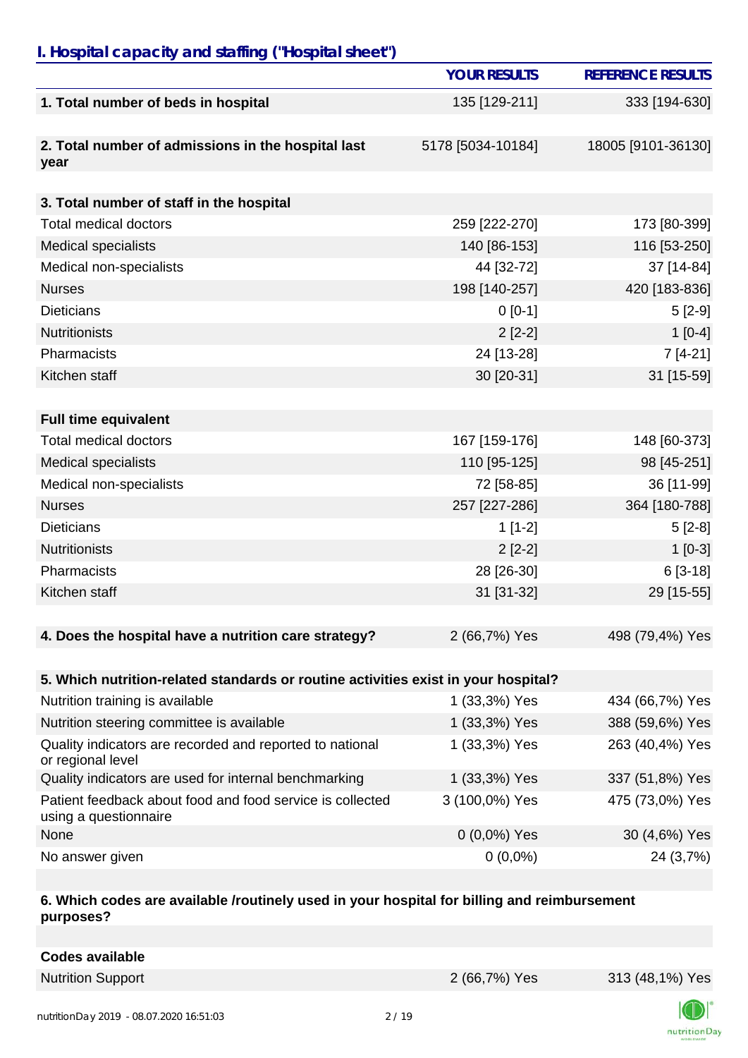## I. Hospital capacity and staffing ("Hospital sheet")

| | YOUR RESULTS | REFERENCE RESULTS |
|---|---|---|
| **1. Total number of beds in hospital** | 135 [129-211] | 333 [194-630] |
| **2. Total number of admissions in the hospital last year** | 5178 [5034-10184] | 18005 [9101-36130] |
| **3. Total number of staff in the hospital** | | |
| Total medical doctors | 259 [222-270] | 173 [80-399] |
| Medical specialists | 140 [86-153] | 116 [53-250] |
| Medical non-specialists | 44 [32-72] | 37 [14-84] |
| Nurses | 198 [140-257] | 420 [183-836] |
| Dieticians | 0 [0-1] | 5 [2-9] |
| Nutritionists | 2 [2-2] | 1 [0-4] |
| Pharmacists | 24 [13-28] | 7 [4-21] |
| Kitchen staff | 30 [20-31] | 31 [15-59] |
| **Full time equivalent** | | |
| Total medical doctors | 167 [159-176] | 148 [60-373] |
| Medical specialists | 110 [95-125] | 98 [45-251] |
| Medical non-specialists | 72 [58-85] | 36 [11-99] |
| Nurses | 257 [227-286] | 364 [180-788] |
| Dieticians | 1 [1-2] | 5 [2-8] |
| Nutritionists | 2 [2-2] | 1 [0-3] |
| Pharmacists | 28 [26-30] | 6 [3-18] |
| Kitchen staff | 31 [31-32] | 29 [15-55] |
| **4. Does the hospital have a nutrition care strategy?** | 2 (66,7%) Yes | 498 (79,4%) Yes |
| **5. Which nutrition-related standards or routine activities exist in your hospital?** | | |
| Nutrition training is available | 1 (33,3%) Yes | 434 (66,7%) Yes |
| Nutrition steering committee is available | 1 (33,3%) Yes | 388 (59,6%) Yes |
| Quality indicators are recorded and reported to national or regional level | 1 (33,3%) Yes | 263 (40,4%) Yes |
| Quality indicators are used for internal benchmarking | 1 (33,3%) Yes | 337 (51,8%) Yes |
| Patient feedback about food and food service is collected using a questionnaire | 3 (100,0%) Yes | 475 (73,0%) Yes |
| None | 0 (0,0%) Yes | 30 (4,6%) Yes |
| No answer given | 0 (0,0%) | 24 (3,7%) |
| **6. Which codes are available /routinely used in your hospital for billing and reimbursement purposes?** | | |
| **Codes available** | | |
| Nutrition Support | 2 (66,7%) Yes | 313 (48,1%) Yes |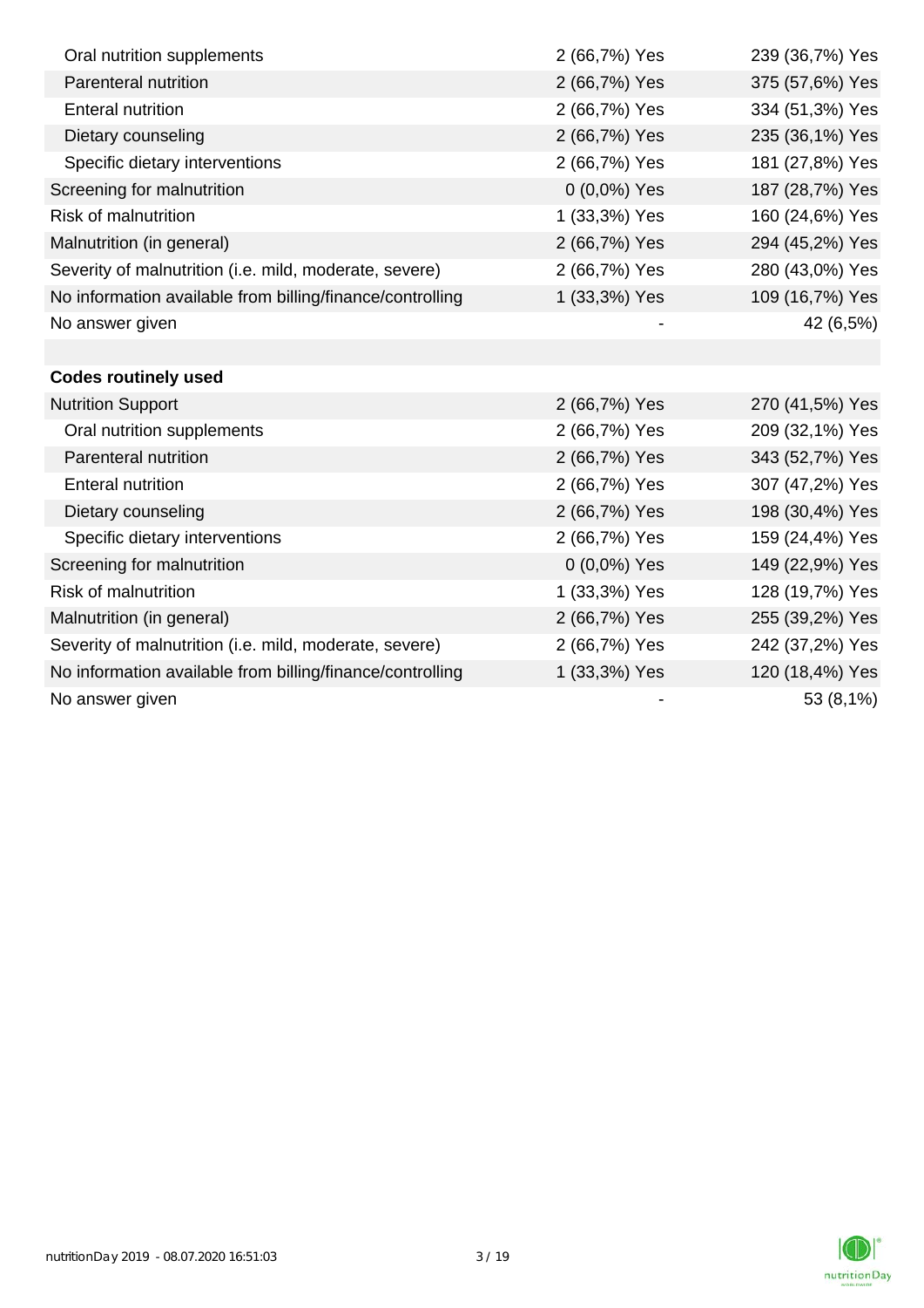| | | |
|---|---|---|
| Oral nutrition supplements | 2 (66,7%) Yes | 239 (36,7%) Yes |
| Parenteral nutrition | 2 (66,7%) Yes | 375 (57,6%) Yes |
| Enteral nutrition | 2 (66,7%) Yes | 334 (51,3%) Yes |
| Dietary counseling | 2 (66,7%) Yes | 235 (36,1%) Yes |
| Specific dietary interventions | 2 (66,7%) Yes | 181 (27,8%) Yes |
| Screening for malnutrition | 0 (0,0%) Yes | 187 (28,7%) Yes |
| Risk of malnutrition | 1 (33,3%) Yes | 160 (24,6%) Yes |
| Malnutrition (in general) | 2 (66,7%) Yes | 294 (45,2%) Yes |
| Severity of malnutrition (i.e. mild, moderate, severe) | 2 (66,7%) Yes | 280 (43,0%) Yes |
| No information available from billing/finance/controlling | 1 (33,3%) Yes | 109 (16,7%) Yes |
| No answer given | - | 42 (6,5%) |
| | | |
| **Codes routinely used** | | |
| Nutrition Support | 2 (66,7%) Yes | 270 (41,5%) Yes |
| Oral nutrition supplements | 2 (66,7%) Yes | 209 (32,1%) Yes |
| Parenteral nutrition | 2 (66,7%) Yes | 343 (52,7%) Yes |
| Enteral nutrition | 2 (66,7%) Yes | 307 (47,2%) Yes |
| Dietary counseling | 2 (66,7%) Yes | 198 (30,4%) Yes |
| Specific dietary interventions | 2 (66,7%) Yes | 159 (24,4%) Yes |
| Screening for malnutrition | 0 (0,0%) Yes | 149 (22,9%) Yes |
| Risk of malnutrition | 1 (33,3%) Yes | 128 (19,7%) Yes |
| Malnutrition (in general) | 2 (66,7%) Yes | 255 (39,2%) Yes |
| Severity of malnutrition (i.e. mild, moderate, severe) | 2 (66,7%) Yes | 242 (37,2%) Yes |
| No information available from billing/finance/controlling | 1 (33,3%) Yes | 120 (18,4%) Yes |
| No answer given | - | 53 (8,1%) |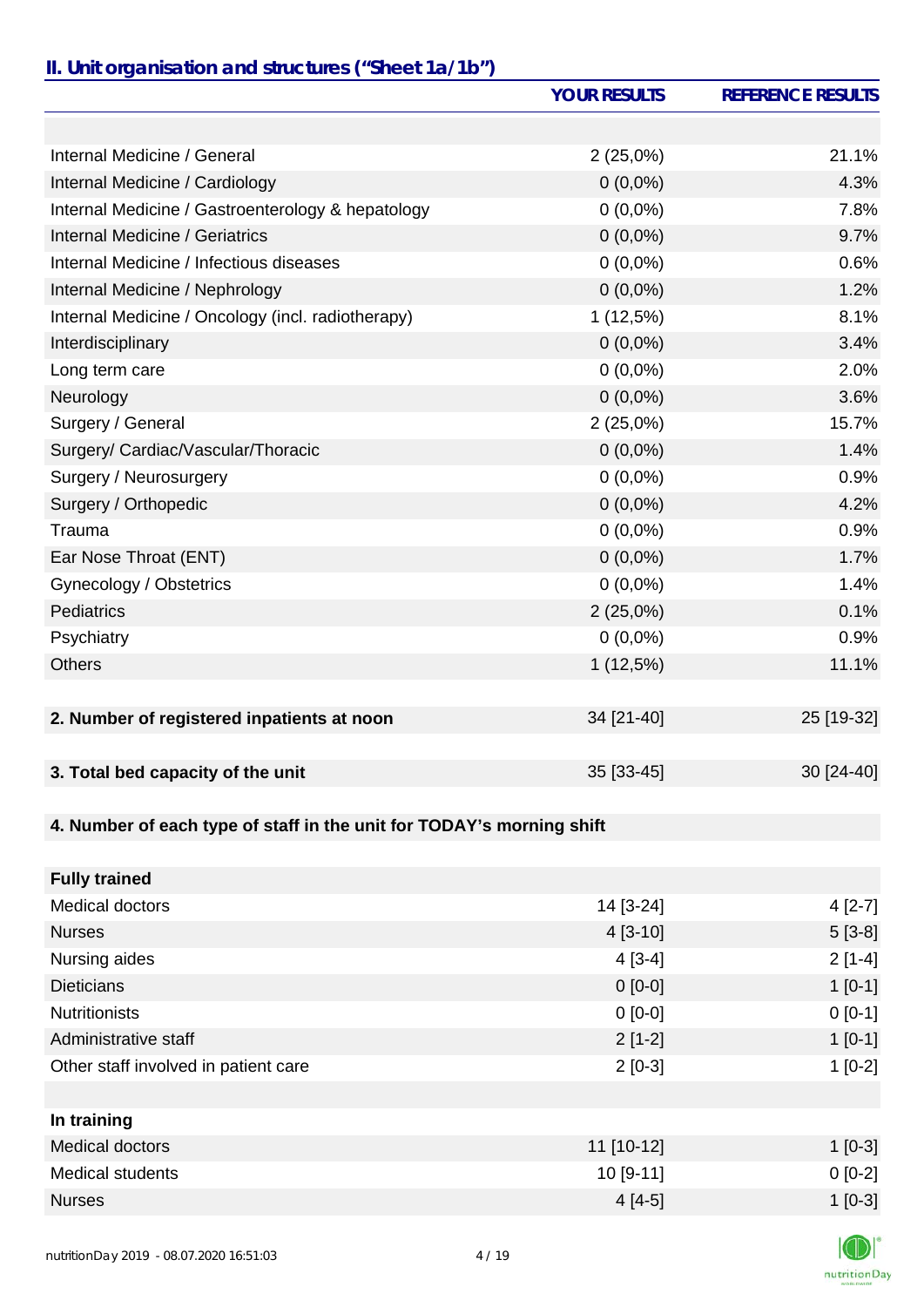## II. Unit organisation and structures ("Sheet 1a/1b")

| | YOUR RESULTS | REFERENCE RESULTS |
|---|---|---|
| | | |
| Internal Medicine / General | 2 (25,0%) | 21.1% |
| Internal Medicine / Cardiology | 0 (0,0%) | 4.3% |
| Internal Medicine / Gastroenterology & hepatology | 0 (0,0%) | 7.8% |
| Internal Medicine / Geriatrics | 0 (0,0%) | 9.7% |
| Internal Medicine / Infectious diseases | 0 (0,0%) | 0.6% |
| Internal Medicine / Nephrology | 0 (0,0%) | 1.2% |
| Internal Medicine / Oncology (incl. radiotherapy) | 1 (12,5%) | 8.1% |
| Interdisciplinary | 0 (0,0%) | 3.4% |
| Long term care | 0 (0,0%) | 2.0% |
| Neurology | 0 (0,0%) | 3.6% |
| Surgery / General | 2 (25,0%) | 15.7% |
| Surgery/ Cardiac/Vascular/Thoracic | 0 (0,0%) | 1.4% |
| Surgery / Neurosurgery | 0 (0,0%) | 0.9% |
| Surgery / Orthopedic | 0 (0,0%) | 4.2% |
| Trauma | 0 (0,0%) | 0.9% |
| Ear Nose Throat (ENT) | 0 (0,0%) | 1.7% |
| Gynecology / Obstetrics | 0 (0,0%) | 1.4% |
| Pediatrics | 2 (25,0%) | 0.1% |
| Psychiatry | 0 (0,0%) | 0.9% |
| Others | 1 (12,5%) | 11.1% |
| | | |
| **2. Number of registered inpatients at noon** | 34 [21-40] | 25 [19-32] |
| | | |
| **3. Total bed capacity of the unit** | 35 [33-45] | 30 [24-40] |
| | | |
| **4. Number of each type of staff in the unit for TODAY's morning shift** | | |
| | | |
| **Fully trained** | | |
| Medical doctors | 14 [3-24] | 4 [2-7] |
| Nurses | 4 [3-10] | 5 [3-8] |
| Nursing aides | 4 [3-4] | 2 [1-4] |
| Dieticians | 0 [0-0] | 1 [0-1] |
| Nutritionists | 0 [0-0] | 0 [0-1] |
| Administrative staff | 2 [1-2] | 1 [0-1] |
| Other staff involved in patient care | 2 [0-3] | 1 [0-2] |
| | | |
| **In training** | | |
| Medical doctors | 11 [10-12] | 1 [0-3] |
| Medical students | 10 [9-11] | 0 [0-2] |
| Nurses | 4 [4-5] | 1 [0-3] |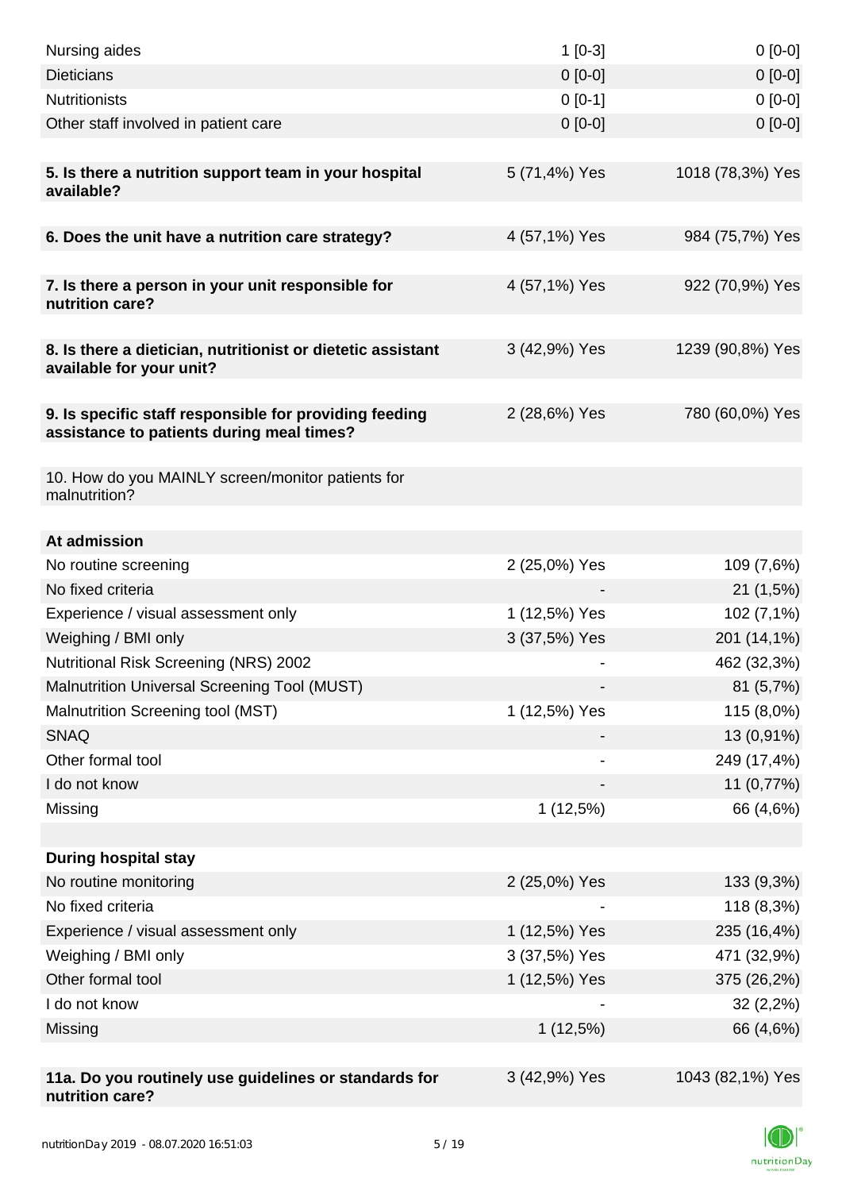| | | |
|---|---|---|
| Nursing aides | 1 [0-3] | 0 [0-0] |
| Dieticians | 0 [0-0] | 0 [0-0] |
| Nutritionists | 0 [0-1] | 0 [0-0] |
| Other staff involved in patient care | 0 [0-0] | 0 [0-0] |
| | | |
| **5. Is there a nutrition support team in your hospital available?** | 5 (71,4%) Yes | 1018 (78,3%) Yes |
| | | |
| **6. Does the unit have a nutrition care strategy?** | 4 (57,1%) Yes | 984 (75,7%) Yes |
| | | |
| **7. Is there a person in your unit responsible for nutrition care?** | 4 (57,1%) Yes | 922 (70,9%) Yes |
| | | |
| **8. Is there a dietician, nutritionist or dietetic assistant available for your unit?** | 3 (42,9%) Yes | 1239 (90,8%) Yes |
| | | |
| **9. Is specific staff responsible for providing feeding assistance to patients during meal times?** | 2 (28,6%) Yes | 780 (60,0%) Yes |
| | | |
| 10. How do you MAINLY screen/monitor patients for malnutrition? | | |
| | | |
| **At admission** | | |
| No routine screening | 2 (25,0%) Yes | 109 (7,6%) |
| No fixed criteria | - | 21 (1,5%) |
| Experience / visual assessment only | 1 (12,5%) Yes | 102 (7,1%) |
| Weighing / BMI only | 3 (37,5%) Yes | 201 (14,1%) |
| Nutritional Risk Screening (NRS) 2002 | - | 462 (32,3%) |
| Malnutrition Universal Screening Tool (MUST) | - | 81 (5,7%) |
| Malnutrition Screening tool (MST) | 1 (12,5%) Yes | 115 (8,0%) |
| SNAQ | - | 13 (0,91%) |
| Other formal tool | - | 249 (17,4%) |
| I do not know | - | 11 (0,77%) |
| Missing | 1 (12,5%) | 66 (4,6%) |
| | | |
| **During hospital stay** | | |
| No routine monitoring | 2 (25,0%) Yes | 133 (9,3%) |
| No fixed criteria | - | 118 (8,3%) |
| Experience / visual assessment only | 1 (12,5%) Yes | 235 (16,4%) |
| Weighing / BMI only | 3 (37,5%) Yes | 471 (32,9%) |
| Other formal tool | 1 (12,5%) Yes | 375 (26,2%) |
| I do not know | - | 32 (2,2%) |
| Missing | 1 (12,5%) | 66 (4,6%) |
| | | |
| **11a. Do you routinely use guidelines or standards for nutrition care?** | 3 (42,9%) Yes | 1043 (82,1%) Yes |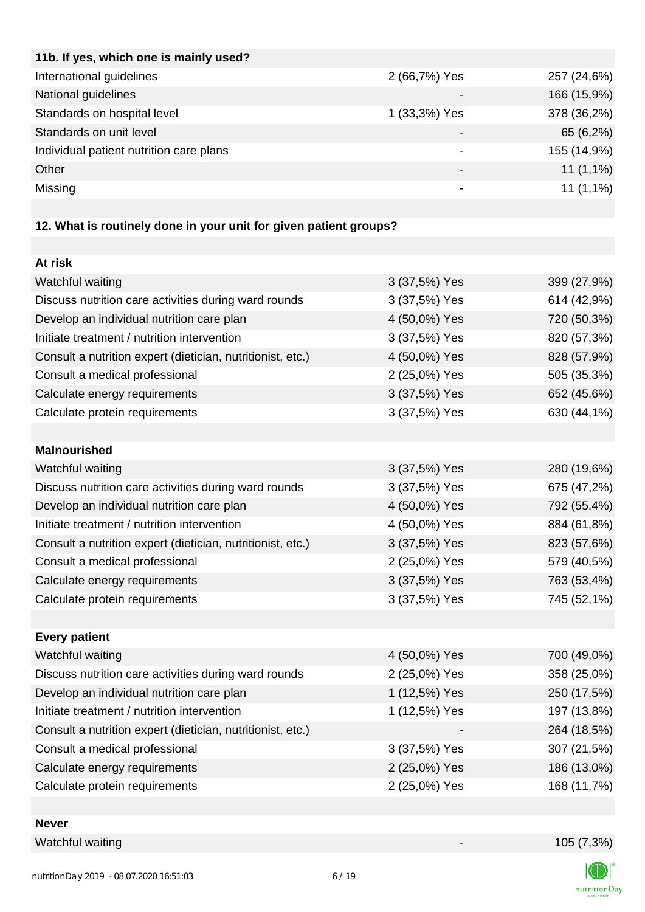| 11b. If yes, which one is mainly used? | | |
|---|---|---|
| International guidelines | 2 (66,7%) Yes | 257 (24,6%) |
| National guidelines | - | 166 (15,9%) |
| Standards on hospital level | 1 (33,3%) Yes | 378 (36,2%) |
| Standards on unit level | - | 65 (6,2%) |
| Individual patient nutrition care plans | - | 155 (14,9%) |
| Other | - | 11 (1,1%) |
| Missing | - | 11 (1,1%) |

**12. What is routinely done in your unit for given patient groups?**

| At risk | | |
|---|---|---|
| Watchful waiting | 3 (37,5%) Yes | 399 (27,9%) |
| Discuss nutrition care activities during ward rounds | 3 (37,5%) Yes | 614 (42,9%) |
| Develop an individual nutrition care plan | 4 (50,0%) Yes | 720 (50,3%) |
| Initiate treatment / nutrition intervention | 3 (37,5%) Yes | 820 (57,3%) |
| Consult a nutrition expert (dietician, nutritionist, etc.) | 4 (50,0%) Yes | 828 (57,9%) |
| Consult a medical professional | 2 (25,0%) Yes | 505 (35,3%) |
| Calculate energy requirements | 3 (37,5%) Yes | 652 (45,6%) |
| Calculate protein requirements | 3 (37,5%) Yes | 630 (44,1%) |

| Malnourished | | |
|---|---|---|
| Watchful waiting | 3 (37,5%) Yes | 280 (19,6%) |
| Discuss nutrition care activities during ward rounds | 3 (37,5%) Yes | 675 (47,2%) |
| Develop an individual nutrition care plan | 4 (50,0%) Yes | 792 (55,4%) |
| Initiate treatment / nutrition intervention | 4 (50,0%) Yes | 884 (61,8%) |
| Consult a nutrition expert (dietician, nutritionist, etc.) | 3 (37,5%) Yes | 823 (57,6%) |
| Consult a medical professional | 2 (25,0%) Yes | 579 (40,5%) |
| Calculate energy requirements | 3 (37,5%) Yes | 763 (53,4%) |
| Calculate protein requirements | 3 (37,5%) Yes | 745 (52,1%) |

| Every patient | | |
|---|---|---|
| Watchful waiting | 4 (50,0%) Yes | 700 (49,0%) |
| Discuss nutrition care activities during ward rounds | 2 (25,0%) Yes | 358 (25,0%) |
| Develop an individual nutrition care plan | 1 (12,5%) Yes | 250 (17,5%) |
| Initiate treatment / nutrition intervention | 1 (12,5%) Yes | 197 (13,8%) |
| Consult a nutrition expert (dietician, nutritionist, etc.) | - | 264 (18,5%) |
| Consult a medical professional | 3 (37,5%) Yes | 307 (21,5%) |
| Calculate energy requirements | 2 (25,0%) Yes | 186 (13,0%) |
| Calculate protein requirements | 2 (25,0%) Yes | 168 (11,7%) |

| Never | | |
|---|---|---|
| Watchful waiting | - | 105 (7,3%) |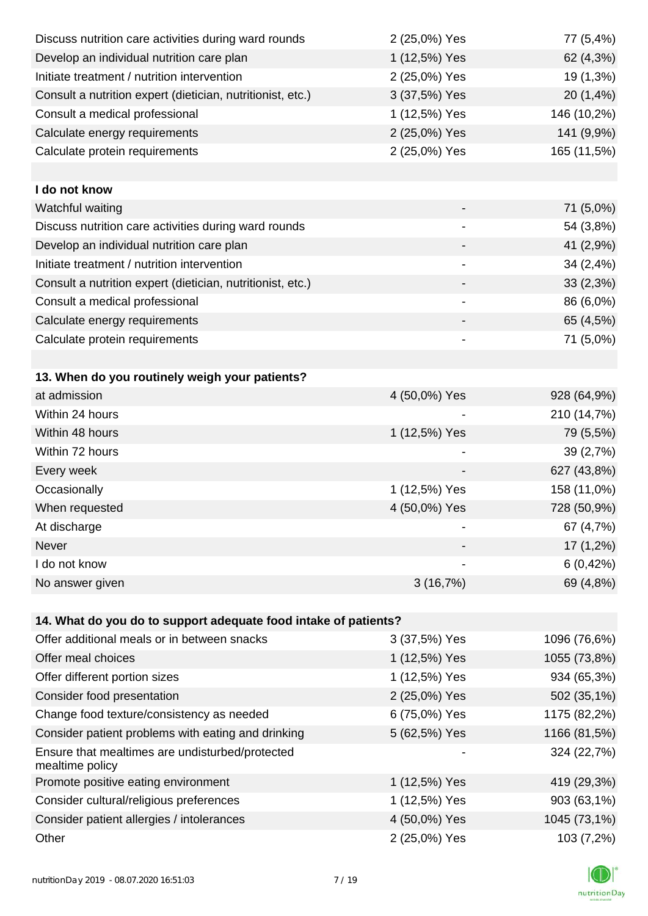| | | |
|---|---|---|
| Discuss nutrition care activities during ward rounds | 2 (25,0%) Yes | 77 (5,4%) |
| Develop an individual nutrition care plan | 1 (12,5%) Yes | 62 (4,3%) |
| Initiate treatment / nutrition intervention | 2 (25,0%) Yes | 19 (1,3%) |
| Consult a nutrition expert (dietician, nutritionist, etc.) | 3 (37,5%) Yes | 20 (1,4%) |
| Consult a medical professional | 1 (12,5%) Yes | 146 (10,2%) |
| Calculate energy requirements | 2 (25,0%) Yes | 141 (9,9%) |
| Calculate protein requirements | 2 (25,0%) Yes | 165 (11,5%) |
| | | |
| **I do not know** | | |
| Watchful waiting | - | 71 (5,0%) |
| Discuss nutrition care activities during ward rounds | - | 54 (3,8%) |
| Develop an individual nutrition care plan | - | 41 (2,9%) |
| Initiate treatment / nutrition intervention | - | 34 (2,4%) |
| Consult a nutrition expert (dietician, nutritionist, etc.) | - | 33 (2,3%) |
| Consult a medical professional | - | 86 (6,0%) |
| Calculate energy requirements | - | 65 (4,5%) |
| Calculate protein requirements | - | 71 (5,0%) |
| | | |
| **13. When do you routinely weigh your patients?** | | |
| at admission | 4 (50,0%) Yes | 928 (64,9%) |
| Within 24 hours | - | 210 (14,7%) |
| Within 48 hours | 1 (12,5%) Yes | 79 (5,5%) |
| Within 72 hours | - | 39 (2,7%) |
| Every week | - | 627 (43,8%) |
| Occasionally | 1 (12,5%) Yes | 158 (11,0%) |
| When requested | 4 (50,0%) Yes | 728 (50,9%) |
| At discharge | - | 67 (4,7%) |
| Never | - | 17 (1,2%) |
| I do not know | - | 6 (0,42%) |
| No answer given | 3 (16,7%) | 69 (4,8%) |
| | | |
| **14. What do you do to support adequate food intake of patients?** | | |
| Offer additional meals or in between snacks | 3 (37,5%) Yes | 1096 (76,6%) |
| Offer meal choices | 1 (12,5%) Yes | 1055 (73,8%) |
| Offer different portion sizes | 1 (12,5%) Yes | 934 (65,3%) |
| Consider food presentation | 2 (25,0%) Yes | 502 (35,1%) |
| Change food texture/consistency as needed | 6 (75,0%) Yes | 1175 (82,2%) |
| Consider patient problems with eating and drinking | 5 (62,5%) Yes | 1166 (81,5%) |
| Ensure that mealtimes are undisturbed/protected mealtime policy | - | 324 (22,7%) |
| Promote positive eating environment | 1 (12,5%) Yes | 419 (29,3%) |
| Consider cultural/religious preferences | 1 (12,5%) Yes | 903 (63,1%) |
| Consider patient allergies / intolerances | 4 (50,0%) Yes | 1045 (73,1%) |
| Other | 2 (25,0%) Yes | 103 (7,2%) |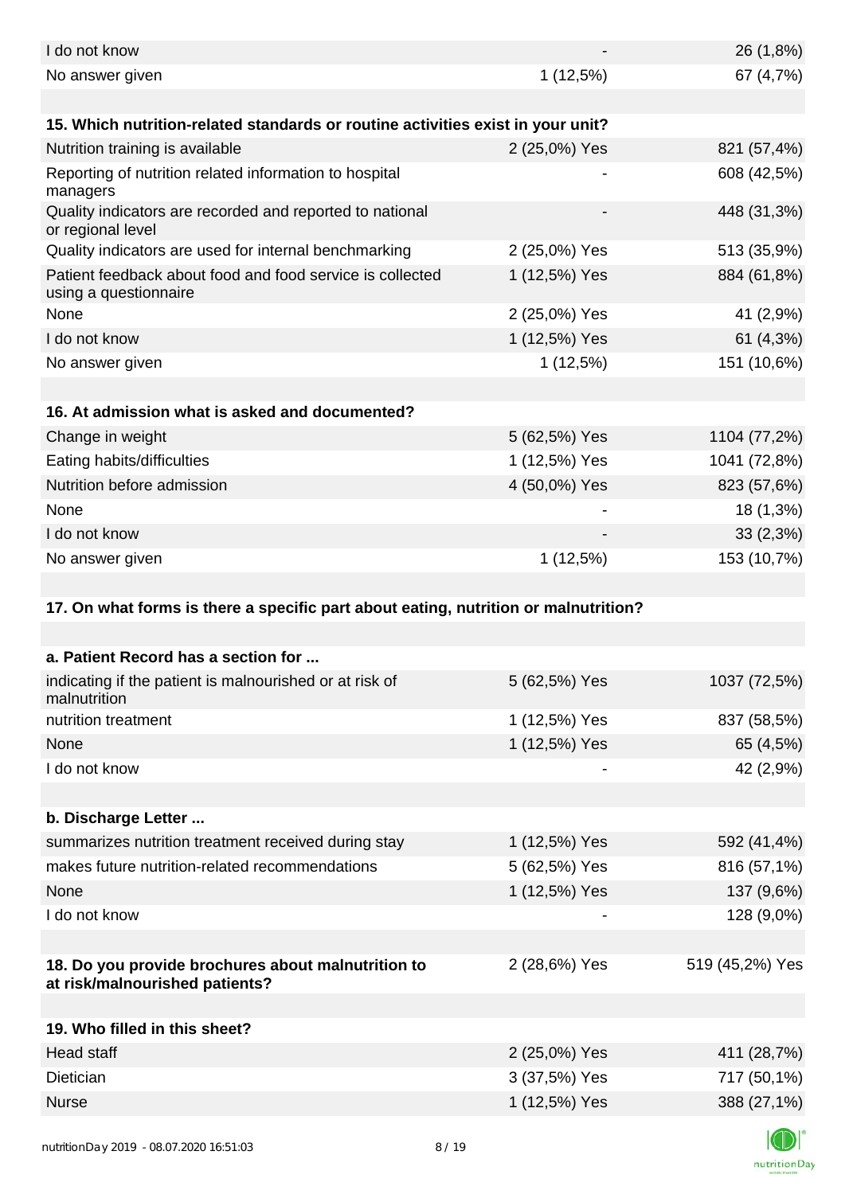| | | |
|---|---|---|
| I do not know | - | 26 (1,8%) |
| No answer given | 1 (12,5%) | 67 (4,7%) |

| **15. Which nutrition-related standards or routine activities exist in your unit?** | | |
|---|---|---|
| Nutrition training is available | 2 (25,0%) Yes | 821 (57,4%) |
| Reporting of nutrition related information to hospital managers | - | 608 (42,5%) |
| Quality indicators are recorded and reported to national or regional level | - | 448 (31,3%) |
| Quality indicators are used for internal benchmarking | 2 (25,0%) Yes | 513 (35,9%) |
| Patient feedback about food and food service is collected using a questionnaire | 1 (12,5%) Yes | 884 (61,8%) |
| None | 2 (25,0%) Yes | 41 (2,9%) |
| I do not know | 1 (12,5%) Yes | 61 (4,3%) |
| No answer given | 1 (12,5%) | 151 (10,6%) |

| **16. At admission what is asked and documented?** | | |
|---|---|---|
| Change in weight | 5 (62,5%) Yes | 1104 (77,2%) |
| Eating habits/difficulties | 1 (12,5%) Yes | 1041 (72,8%) |
| Nutrition before admission | 4 (50,0%) Yes | 823 (57,6%) |
| None | - | 18 (1,3%) |
| I do not know | - | 33 (2,3%) |
| No answer given | 1 (12,5%) | 153 (10,7%) |

**17. On what forms is there a specific part about eating, nutrition or malnutrition?**

| **a. Patient Record has a section for ...** | | |
|---|---|---|
| indicating if the patient is malnourished or at risk of malnutrition | 5 (62,5%) Yes | 1037 (72,5%) |
| nutrition treatment | 1 (12,5%) Yes | 837 (58,5%) |
| None | 1 (12,5%) Yes | 65 (4,5%) |
| I do not know | - | 42 (2,9%) |

| **b. Discharge Letter ...** | | |
|---|---|---|
| summarizes nutrition treatment received during stay | 1 (12,5%) Yes | 592 (41,4%) |
| makes future nutrition-related recommendations | 5 (62,5%) Yes | 816 (57,1%) |
| None | 1 (12,5%) Yes | 137 (9,6%) |
| I do not know | - | 128 (9,0%) |

| | | |
|---|---|---|
| **18. Do you provide brochures about malnutrition to at risk/malnourished patients?** | 2 (28,6%) Yes | 519 (45,2%) Yes |

| **19. Who filled in this sheet?** | | |
|---|---|---|
| Head staff | 2 (25,0%) Yes | 411 (28,7%) |
| Dietician | 3 (37,5%) Yes | 717 (50,1%) |
| Nurse | 1 (12,5%) Yes | 388 (27,1%) |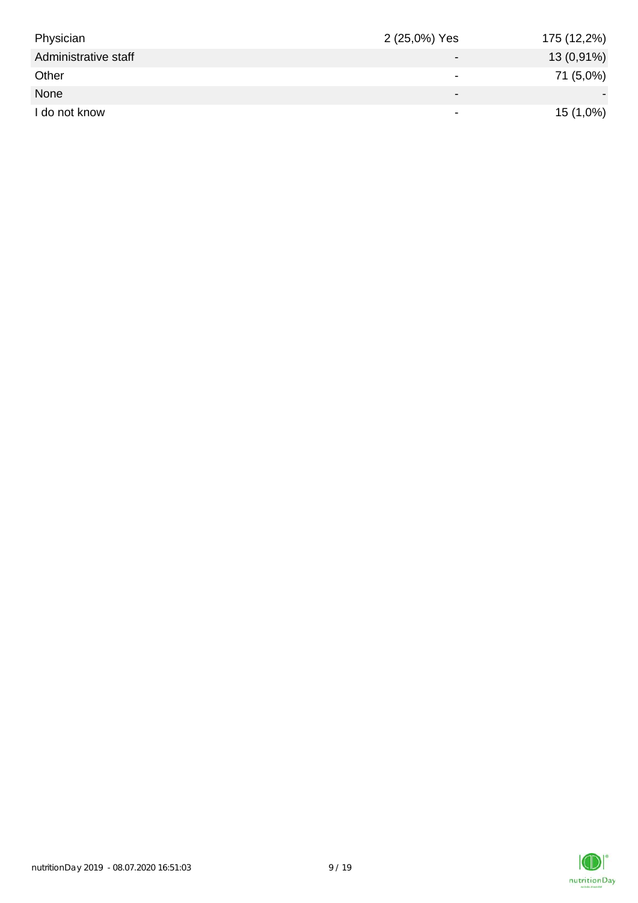| | | |
|---|---|---|
| Physician | 2 (25,0%) Yes | 175 (12,2%) |
| Administrative staff | - | 13 (0,91%) |
| Other | - | 71 (5,0%) |
| None | - | - |
| I do not know | - | 15 (1,0%) |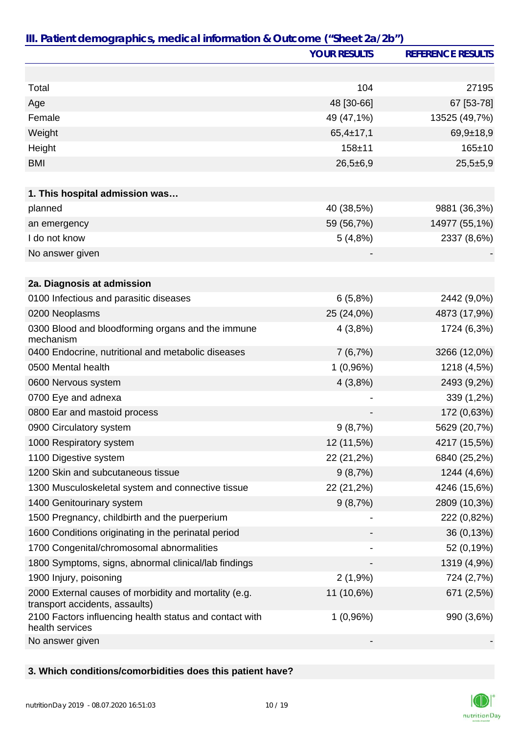## III. Patient demographics, medical information & Outcome ("Sheet 2a/2b")

| | YOUR RESULTS | REFERENCE RESULTS |
|---|---|---|
| Total | 104 | 27195 |
| Age | 48 [30-66] | 67 [53-78] |
| Female | 49 (47,1%) | 13525 (49,7%) |
| Weight | 65,4±17,1 | 69,9±18,9 |
| Height | 158±11 | 165±10 |
| BMI | 26,5±6,9 | 25,5±5,9 |
| **1. This hospital admission was…** | | |
| planned | 40 (38,5%) | 9881 (36,3%) |
| an emergency | 59 (56,7%) | 14977 (55,1%) |
| I do not know | 5 (4,8%) | 2337 (8,6%) |
| No answer given | - | - |
| **2a. Diagnosis at admission** | | |
| 0100 Infectious and parasitic diseases | 6 (5,8%) | 2442 (9,0%) |
| 0200 Neoplasms | 25 (24,0%) | 4873 (17,9%) |
| 0300 Blood and bloodforming organs and the immune mechanism | 4 (3,8%) | 1724 (6,3%) |
| 0400 Endocrine, nutritional and metabolic diseases | 7 (6,7%) | 3266 (12,0%) |
| 0500 Mental health | 1 (0,96%) | 1218 (4,5%) |
| 0600 Nervous system | 4 (3,8%) | 2493 (9,2%) |
| 0700 Eye and adnexa | - | 339 (1,2%) |
| 0800 Ear and mastoid process | - | 172 (0,63%) |
| 0900 Circulatory system | 9 (8,7%) | 5629 (20,7%) |
| 1000 Respiratory system | 12 (11,5%) | 4217 (15,5%) |
| 1100 Digestive system | 22 (21,2%) | 6840 (25,2%) |
| 1200 Skin and subcutaneous tissue | 9 (8,7%) | 1244 (4,6%) |
| 1300 Musculoskeletal system and connective tissue | 22 (21,2%) | 4246 (15,6%) |
| 1400 Genitourinary system | 9 (8,7%) | 2809 (10,3%) |
| 1500 Pregnancy, childbirth and the puerperium | - | 222 (0,82%) |
| 1600 Conditions originating in the perinatal period | - | 36 (0,13%) |
| 1700 Congenital/chromosomal abnormalities | - | 52 (0,19%) |
| 1800 Symptoms, signs, abnormal clinical/lab findings | - | 1319 (4,9%) |
| 1900 Injury, poisoning | 2 (1,9%) | 724 (2,7%) |
| 2000 External causes of morbidity and mortality (e.g. transport accidents, assaults) | 11 (10,6%) | 671 (2,5%) |
| 2100 Factors influencing health status and contact with health services | 1 (0,96%) | 990 (3,6%) |
| No answer given | - | - |

**3. Which conditions/comorbidities does this patient have?**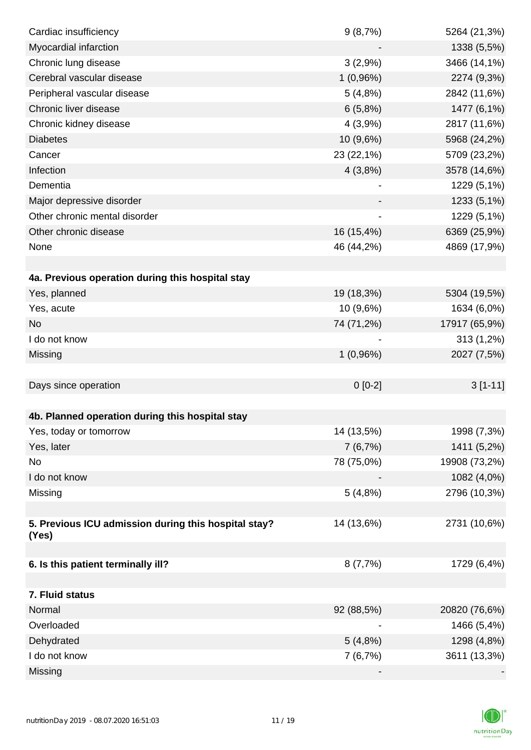| | | |
|---|---|---|
| Cardiac insufficiency | 9 (8,7%) | 5264 (21,3%) |
| Myocardial infarction | - | 1338 (5,5%) |
| Chronic lung disease | 3 (2,9%) | 3466 (14,1%) |
| Cerebral vascular disease | 1 (0,96%) | 2274 (9,3%) |
| Peripheral vascular disease | 5 (4,8%) | 2842 (11,6%) |
| Chronic liver disease | 6 (5,8%) | 1477 (6,1%) |
| Chronic kidney disease | 4 (3,9%) | 2817 (11,6%) |
| Diabetes | 10 (9,6%) | 5968 (24,2%) |
| Cancer | 23 (22,1%) | 5709 (23,2%) |
| Infection | 4 (3,8%) | 3578 (14,6%) |
| Dementia | - | 1229 (5,1%) |
| Major depressive disorder | - | 1233 (5,1%) |
| Other chronic mental disorder | - | 1229 (5,1%) |
| Other chronic disease | 16 (15,4%) | 6369 (25,9%) |
| None | 46 (44,2%) | 4869 (17,9%) |
| | | |
| **4a. Previous operation during this hospital stay** | | |
| Yes, planned | 19 (18,3%) | 5304 (19,5%) |
| Yes, acute | 10 (9,6%) | 1634 (6,0%) |
| No | 74 (71,2%) | 17917 (65,9%) |
| I do not know | - | 313 (1,2%) |
| Missing | 1 (0,96%) | 2027 (7,5%) |
| | | |
| Days since operation | 0 [0-2] | 3 [1-11] |
| | | |
| **4b. Planned operation during this hospital stay** | | |
| Yes, today or tomorrow | 14 (13,5%) | 1998 (7,3%) |
| Yes, later | 7 (6,7%) | 1411 (5,2%) |
| No | 78 (75,0%) | 19908 (73,2%) |
| I do not know | - | 1082 (4,0%) |
| Missing | 5 (4,8%) | 2796 (10,3%) |
| | | |
| **5. Previous ICU admission during this hospital stay? (Yes)** | 14 (13,6%) | 2731 (10,6%) |
| | | |
| **6. Is this patient terminally ill?** | 8 (7,7%) | 1729 (6,4%) |
| | | |
| **7. Fluid status** | | |
| Normal | 92 (88,5%) | 20820 (76,6%) |
| Overloaded | - | 1466 (5,4%) |
| Dehydrated | 5 (4,8%) | 1298 (4,8%) |
| I do not know | 7 (6,7%) | 3611 (13,3%) |
| Missing | - | - |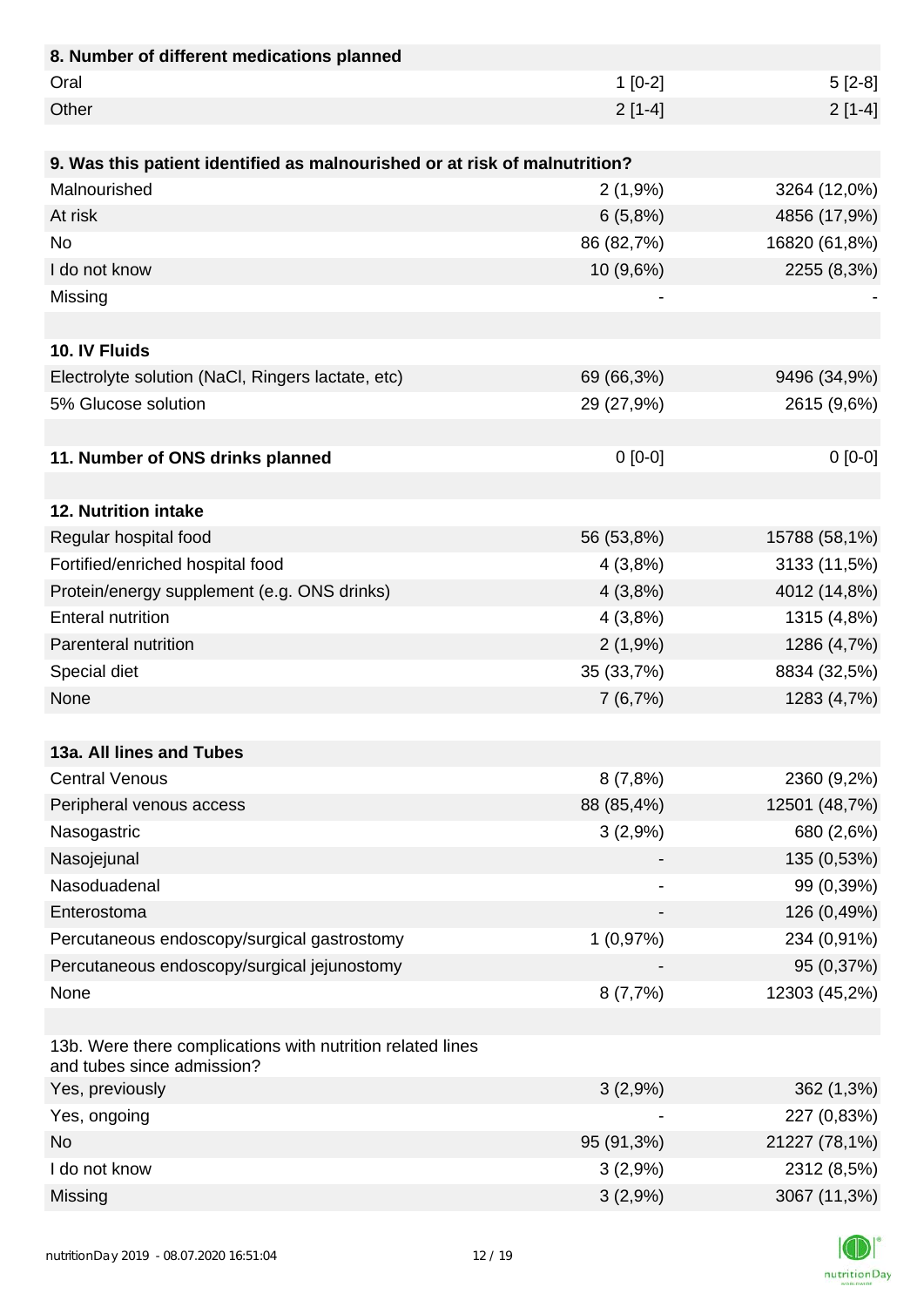| | | |
|---|---|---|
| **8. Number of different medications planned** | | |
| Oral | 1 [0-2] | 5 [2-8] |
| Other | 2 [1-4] | 2 [1-4] |
| | | |
| **9. Was this patient identified as malnourished or at risk of malnutrition?** | | |
| Malnourished | 2 (1,9%) | 3264 (12,0%) |
| At risk | 6 (5,8%) | 4856 (17,9%) |
| No | 86 (82,7%) | 16820 (61,8%) |
| I do not know | 10 (9,6%) | 2255 (8,3%) |
| Missing | - | - |
| | | |
| **10. IV Fluids** | | |
| Electrolyte solution (NaCl, Ringers lactate, etc) | 69 (66,3%) | 9496 (34,9%) |
| 5% Glucose solution | 29 (27,9%) | 2615 (9,6%) |
| | | |
| **11. Number of ONS drinks planned** | 0 [0-0] | 0 [0-0] |
| | | |
| **12. Nutrition intake** | | |
| Regular hospital food | 56 (53,8%) | 15788 (58,1%) |
| Fortified/enriched hospital food | 4 (3,8%) | 3133 (11,5%) |
| Protein/energy supplement (e.g. ONS drinks) | 4 (3,8%) | 4012 (14,8%) |
| Enteral nutrition | 4 (3,8%) | 1315 (4,8%) |
| Parenteral nutrition | 2 (1,9%) | 1286 (4,7%) |
| Special diet | 35 (33,7%) | 8834 (32,5%) |
| None | 7 (6,7%) | 1283 (4,7%) |
| | | |
| **13a. All lines and Tubes** | | |
| Central Venous | 8 (7,8%) | 2360 (9,2%) |
| Peripheral venous access | 88 (85,4%) | 12501 (48,7%) |
| Nasogastric | 3 (2,9%) | 680 (2,6%) |
| Nasojejunal | - | 135 (0,53%) |
| Nasoduadenal | - | 99 (0,39%) |
| Enterostoma | - | 126 (0,49%) |
| Percutaneous endoscopy/surgical gastrostomy | 1 (0,97%) | 234 (0,91%) |
| Percutaneous endoscopy/surgical jejunostomy | - | 95 (0,37%) |
| None | 8 (7,7%) | 12303 (45,2%) |
| | | |
| 13b. Were there complications with nutrition related lines and tubes since admission? | | |
| Yes, previously | 3 (2,9%) | 362 (1,3%) |
| Yes, ongoing | - | 227 (0,83%) |
| No | 95 (91,3%) | 21227 (78,1%) |
| I do not know | 3 (2,9%) | 2312 (8,5%) |
| Missing | 3 (2,9%) | 3067 (11,3%) |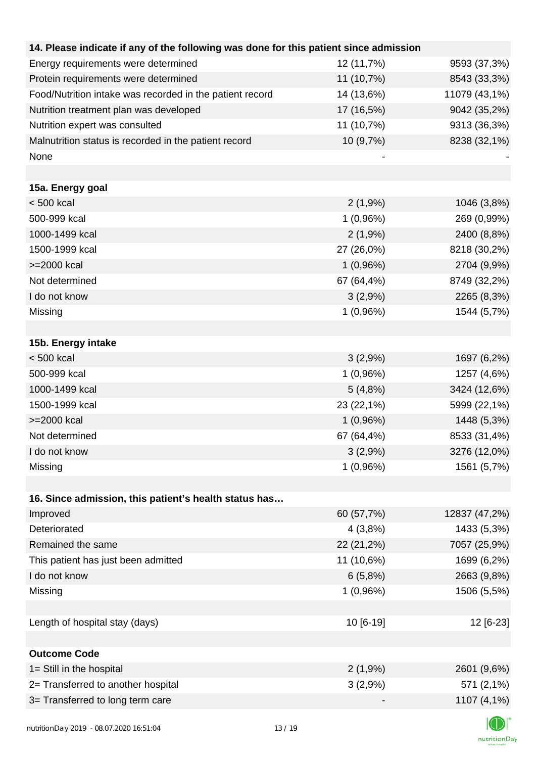| | | |
|---|---|---|
| **14. Please indicate if any of the following was done for this patient since admission** | | |
| Energy requirements were determined | 12 (11,7%) | 9593 (37,3%) |
| Protein requirements were determined | 11 (10,7%) | 8543 (33,3%) |
| Food/Nutrition intake was recorded in the patient record | 14 (13,6%) | 11079 (43,1%) |
| Nutrition treatment plan was developed | 17 (16,5%) | 9042 (35,2%) |
| Nutrition expert was consulted | 11 (10,7%) | 9313 (36,3%) |
| Malnutrition status is recorded in the patient record | 10 (9,7%) | 8238 (32,1%) |
| None | - | - |
| | | |
| **15a. Energy goal** | | |
| < 500 kcal | 2 (1,9%) | 1046 (3,8%) |
| 500-999 kcal | 1 (0,96%) | 269 (0,99%) |
| 1000-1499 kcal | 2 (1,9%) | 2400 (8,8%) |
| 1500-1999 kcal | 27 (26,0%) | 8218 (30,2%) |
| >=2000 kcal | 1 (0,96%) | 2704 (9,9%) |
| Not determined | 67 (64,4%) | 8749 (32,2%) |
| I do not know | 3 (2,9%) | 2265 (8,3%) |
| Missing | 1 (0,96%) | 1544 (5,7%) |
| | | |
| **15b. Energy intake** | | |
| < 500 kcal | 3 (2,9%) | 1697 (6,2%) |
| 500-999 kcal | 1 (0,96%) | 1257 (4,6%) |
| 1000-1499 kcal | 5 (4,8%) | 3424 (12,6%) |
| 1500-1999 kcal | 23 (22,1%) | 5999 (22,1%) |
| >=2000 kcal | 1 (0,96%) | 1448 (5,3%) |
| Not determined | 67 (64,4%) | 8533 (31,4%) |
| I do not know | 3 (2,9%) | 3276 (12,0%) |
| Missing | 1 (0,96%) | 1561 (5,7%) |
| | | |
| **16. Since admission, this patient's health status has…** | | |
| Improved | 60 (57,7%) | 12837 (47,2%) |
| Deteriorated | 4 (3,8%) | 1433 (5,3%) |
| Remained the same | 22 (21,2%) | 7057 (25,9%) |
| This patient has just been admitted | 11 (10,6%) | 1699 (6,2%) |
| I do not know | 6 (5,8%) | 2663 (9,8%) |
| Missing | 1 (0,96%) | 1506 (5,5%) |
| | | |
| Length of hospital stay (days) | 10 [6-19] | 12 [6-23] |
| | | |
| **Outcome Code** | | |
| 1= Still in the hospital | 2 (1,9%) | 2601 (9,6%) |
| 2= Transferred to another hospital | 3 (2,9%) | 571 (2,1%) |
| 3= Transferred to long term care | - | 1107 (4,1%) |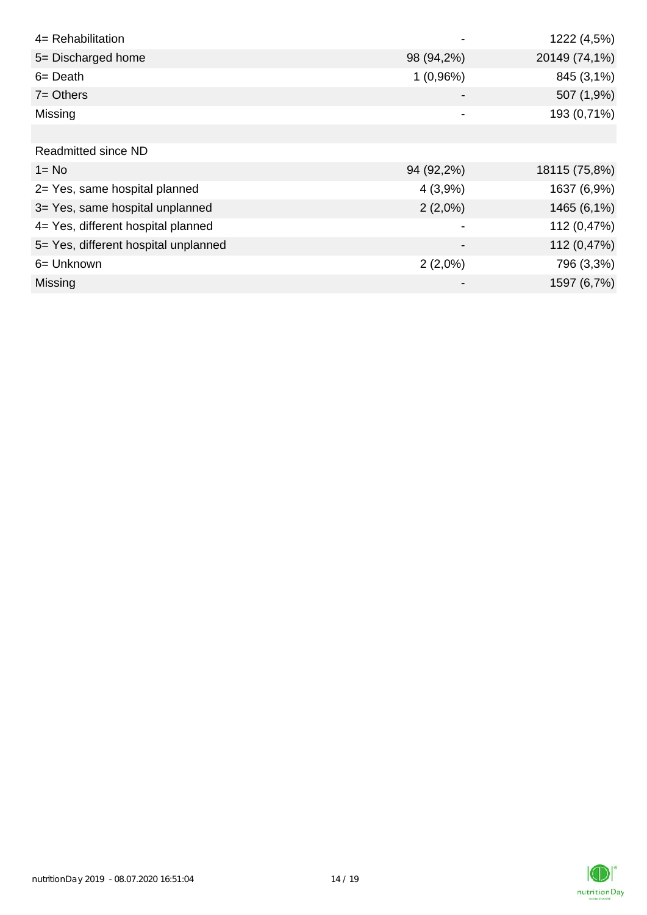| | | |
|---|---|---|
| 4= Rehabilitation | - | 1222 (4,5%) |
| 5= Discharged home | 98 (94,2%) | 20149 (74,1%) |
| 6= Death | 1 (0,96%) | 845 (3,1%) |
| 7= Others | - | 507 (1,9%) |
| Missing | - | 193 (0,71%) |
| | | |
| Readmitted since ND | | |
| 1= No | 94 (92,2%) | 18115 (75,8%) |
| 2= Yes, same hospital planned | 4 (3,9%) | 1637 (6,9%) |
| 3= Yes, same hospital unplanned | 2 (2,0%) | 1465 (6,1%) |
| 4= Yes, different hospital planned | - | 112 (0,47%) |
| 5= Yes, different hospital unplanned | - | 112 (0,47%) |
| 6= Unknown | 2 (2,0%) | 796 (3,3%) |
| Missing | - | 1597 (6,7%) |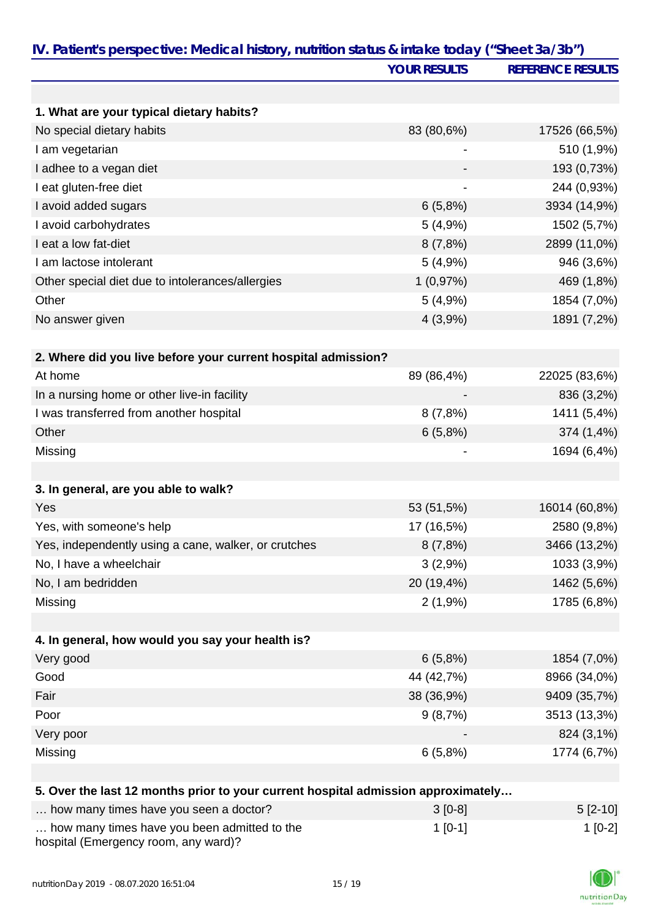## IV. Patient's perspective: Medical history, nutrition status & intake today ("Sheet 3a/3b")

| | YOUR RESULTS | REFERENCE RESULTS |
|---|---|---|
| **1. What are your typical dietary habits?** | | |
| No special dietary habits | 83 (80,6%) | 17526 (66,5%) |
| I am vegetarian | - | 510 (1,9%) |
| I adhee to a vegan diet | - | 193 (0,73%) |
| I eat gluten-free diet | - | 244 (0,93%) |
| I avoid added sugars | 6 (5,8%) | 3934 (14,9%) |
| I avoid carbohydrates | 5 (4,9%) | 1502 (5,7%) |
| I eat a low fat-diet | 8 (7,8%) | 2899 (11,0%) |
| I am lactose intolerant | 5 (4,9%) | 946 (3,6%) |
| Other special diet due to intolerances/allergies | 1 (0,97%) | 469 (1,8%) |
| Other | 5 (4,9%) | 1854 (7,0%) |
| No answer given | 4 (3,9%) | 1891 (7,2%) |
| **2. Where did you live before your current hospital admission?** | | |
| At home | 89 (86,4%) | 22025 (83,6%) |
| In a nursing home or other live-in facility | - | 836 (3,2%) |
| I was transferred from another hospital | 8 (7,8%) | 1411 (5,4%) |
| Other | 6 (5,8%) | 374 (1,4%) |
| Missing | - | 1694 (6,4%) |
| **3. In general, are you able to walk?** | | |
| Yes | 53 (51,5%) | 16014 (60,8%) |
| Yes, with someone's help | 17 (16,5%) | 2580 (9,8%) |
| Yes, independently using a cane, walker, or crutches | 8 (7,8%) | 3466 (13,2%) |
| No, I have a wheelchair | 3 (2,9%) | 1033 (3,9%) |
| No, I am bedridden | 20 (19,4%) | 1462 (5,6%) |
| Missing | 2 (1,9%) | 1785 (6,8%) |
| **4. In general, how would you say your health is?** | | |
| Very good | 6 (5,8%) | 1854 (7,0%) |
| Good | 44 (42,7%) | 8966 (34,0%) |
| Fair | 38 (36,9%) | 9409 (35,7%) |
| Poor | 9 (8,7%) | 3513 (13,3%) |
| Very poor | - | 824 (3,1%) |
| Missing | 6 (5,8%) | 1774 (6,7%) |
| **5. Over the last 12 months prior to your current hospital admission approximately…** | | |
| … how many times have you seen a doctor? | 3 [0-8] | 5 [2-10] |
| … how many times have you been admitted to the hospital (Emergency room, any ward)? | 1 [0-1] | 1 [0-2] |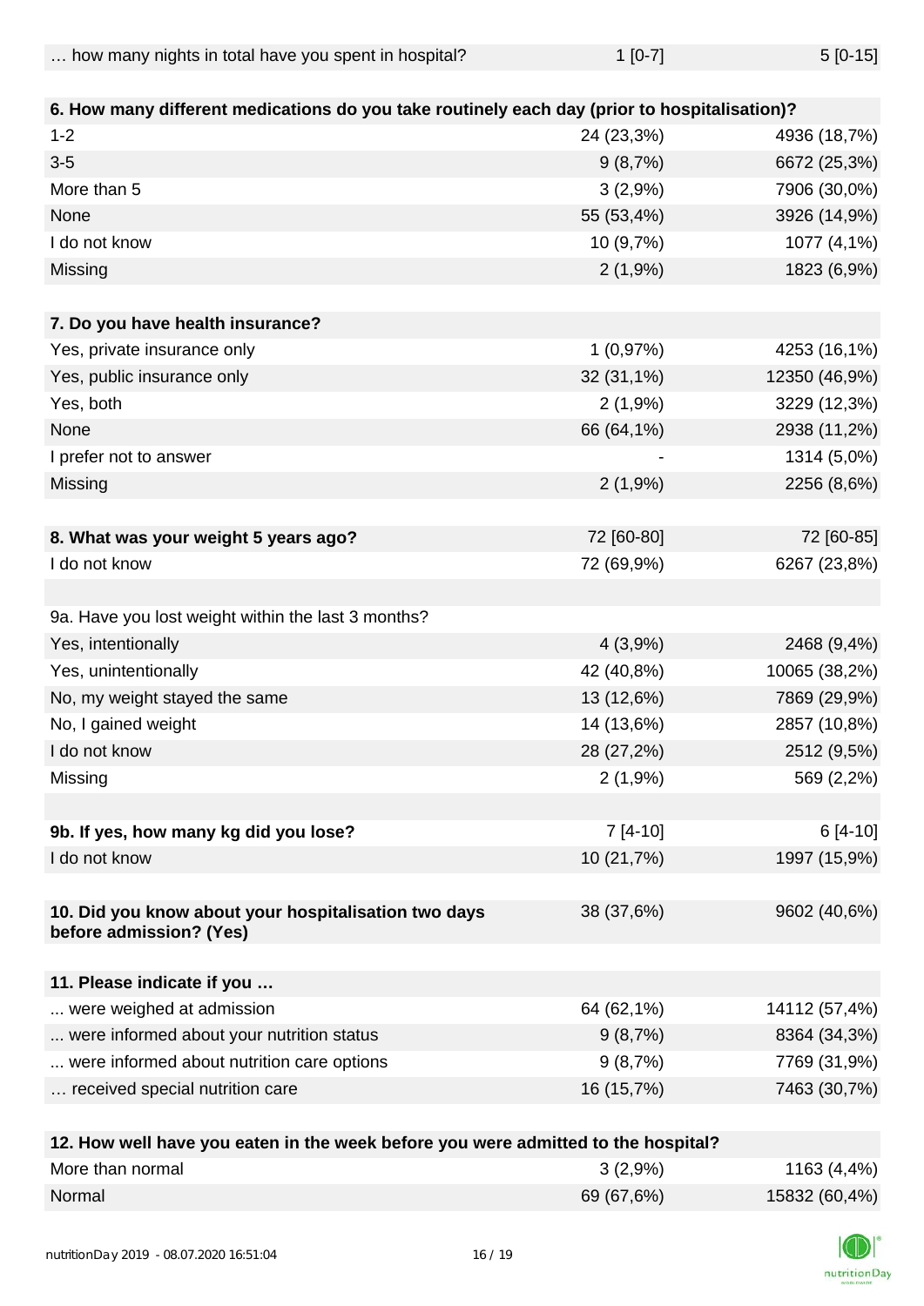| | | |
|---|---|---|
| … how many nights in total have you spent in hospital? | 1 [0-7] | 5 [0-15] |
| | | |
| **6. How many different medications do you take routinely each day (prior to hospitalisation)?** | | |
| 1-2 | 24 (23,3%) | 4936 (18,7%) |
| 3-5 | 9 (8,7%) | 6672 (25,3%) |
| More than 5 | 3 (2,9%) | 7906 (30,0%) |
| None | 55 (53,4%) | 3926 (14,9%) |
| I do not know | 10 (9,7%) | 1077 (4,1%) |
| Missing | 2 (1,9%) | 1823 (6,9%) |
| | | |
| **7. Do you have health insurance?** | | |
| Yes, private insurance only | 1 (0,97%) | 4253 (16,1%) |
| Yes, public insurance only | 32 (31,1%) | 12350 (46,9%) |
| Yes, both | 2 (1,9%) | 3229 (12,3%) |
| None | 66 (64,1%) | 2938 (11,2%) |
| I prefer not to answer | - | 1314 (5,0%) |
| Missing | 2 (1,9%) | 2256 (8,6%) |
| | | |
| **8. What was your weight 5 years ago?** | 72 [60-80] | 72 [60-85] |
| I do not know | 72 (69,9%) | 6267 (23,8%) |
| | | |
| 9a. Have you lost weight within the last 3 months? | | |
| Yes, intentionally | 4 (3,9%) | 2468 (9,4%) |
| Yes, unintentionally | 42 (40,8%) | 10065 (38,2%) |
| No, my weight stayed the same | 13 (12,6%) | 7869 (29,9%) |
| No, I gained weight | 14 (13,6%) | 2857 (10,8%) |
| I do not know | 28 (27,2%) | 2512 (9,5%) |
| Missing | 2 (1,9%) | 569 (2,2%) |
| | | |
| **9b. If yes, how many kg did you lose?** | 7 [4-10] | 6 [4-10] |
| I do not know | 10 (21,7%) | 1997 (15,9%) |
| | | |
| **10. Did you know about your hospitalisation two days before admission? (Yes)** | 38 (37,6%) | 9602 (40,6%) |
| | | |
| **11. Please indicate if you …** | | |
| ... were weighed at admission | 64 (62,1%) | 14112 (57,4%) |
| ... were informed about your nutrition status | 9 (8,7%) | 8364 (34,3%) |
| ... were informed about nutrition care options | 9 (8,7%) | 7769 (31,9%) |
| … received special nutrition care | 16 (15,7%) | 7463 (30,7%) |
| | | |
| **12. How well have you eaten in the week before you were admitted to the hospital?** | | |
| More than normal | 3 (2,9%) | 1163 (4,4%) |
| Normal | 69 (67,6%) | 15832 (60,4%) |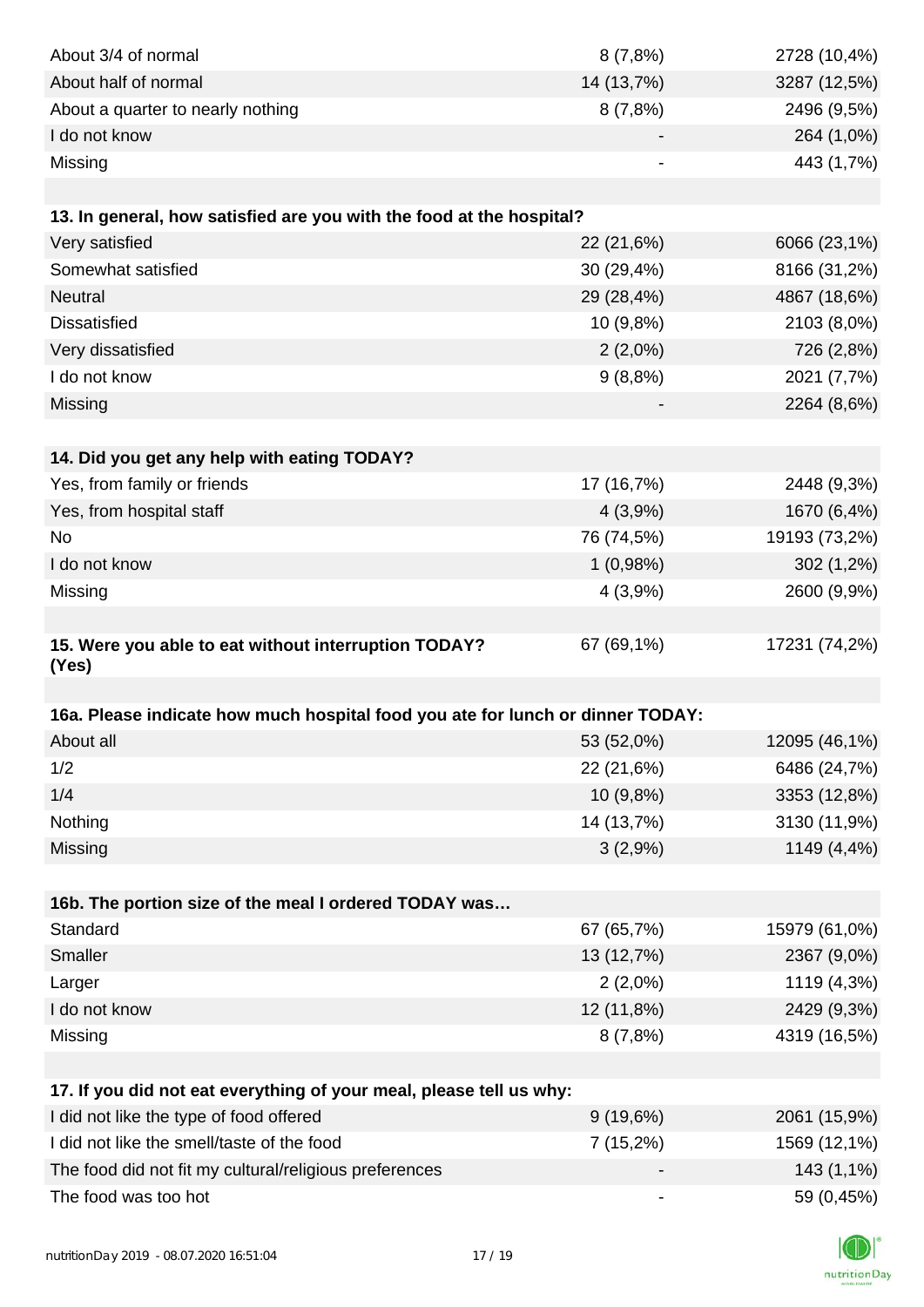| | | |
|---|---|---|
| About 3/4 of normal | 8 (7,8%) | 2728 (10,4%) |
| About half of normal | 14 (13,7%) | 3287 (12,5%) |
| About a quarter to nearly nothing | 8 (7,8%) | 2496 (9,5%) |
| I do not know | - | 264 (1,0%) |
| Missing | - | 443 (1,7%) |

| **13. In general, how satisfied are you with the food at the hospital?** | | |
|---|---|---|
| Very satisfied | 22 (21,6%) | 6066 (23,1%) |
| Somewhat satisfied | 30 (29,4%) | 8166 (31,2%) |
| Neutral | 29 (28,4%) | 4867 (18,6%) |
| Dissatisfied | 10 (9,8%) | 2103 (8,0%) |
| Very dissatisfied | 2 (2,0%) | 726 (2,8%) |
| I do not know | 9 (8,8%) | 2021 (7,7%) |
| Missing | - | 2264 (8,6%) |

| **14. Did you get any help with eating TODAY?** | | |
|---|---|---|
| Yes, from family or friends | 17 (16,7%) | 2448 (9,3%) |
| Yes, from hospital staff | 4 (3,9%) | 1670 (6,4%) |
| No | 76 (74,5%) | 19193 (73,2%) |
| I do not know | 1 (0,98%) | 302 (1,2%) |
| Missing | 4 (3,9%) | 2600 (9,9%) |

| **15. Were you able to eat without interruption TODAY? (Yes)** | 67 (69,1%) | 17231 (74,2%) |
|---|---|---|

| **16a. Please indicate how much hospital food you ate for lunch or dinner TODAY:** | | |
|---|---|---|
| About all | 53 (52,0%) | 12095 (46,1%) |
| 1/2 | 22 (21,6%) | 6486 (24,7%) |
| 1/4 | 10 (9,8%) | 3353 (12,8%) |
| Nothing | 14 (13,7%) | 3130 (11,9%) |
| Missing | 3 (2,9%) | 1149 (4,4%) |

| **16b. The portion size of the meal I ordered TODAY was…** | | |
|---|---|---|
| Standard | 67 (65,7%) | 15979 (61,0%) |
| Smaller | 13 (12,7%) | 2367 (9,0%) |
| Larger | 2 (2,0%) | 1119 (4,3%) |
| I do not know | 12 (11,8%) | 2429 (9,3%) |
| Missing | 8 (7,8%) | 4319 (16,5%) |

| **17. If you did not eat everything of your meal, please tell us why:** | | |
|---|---|---|
| I did not like the type of food offered | 9 (19,6%) | 2061 (15,9%) |
| I did not like the smell/taste of the food | 7 (15,2%) | 1569 (12,1%) |
| The food did not fit my cultural/religious preferences | - | 143 (1,1%) |
| The food was too hot | - | 59 (0,45%) |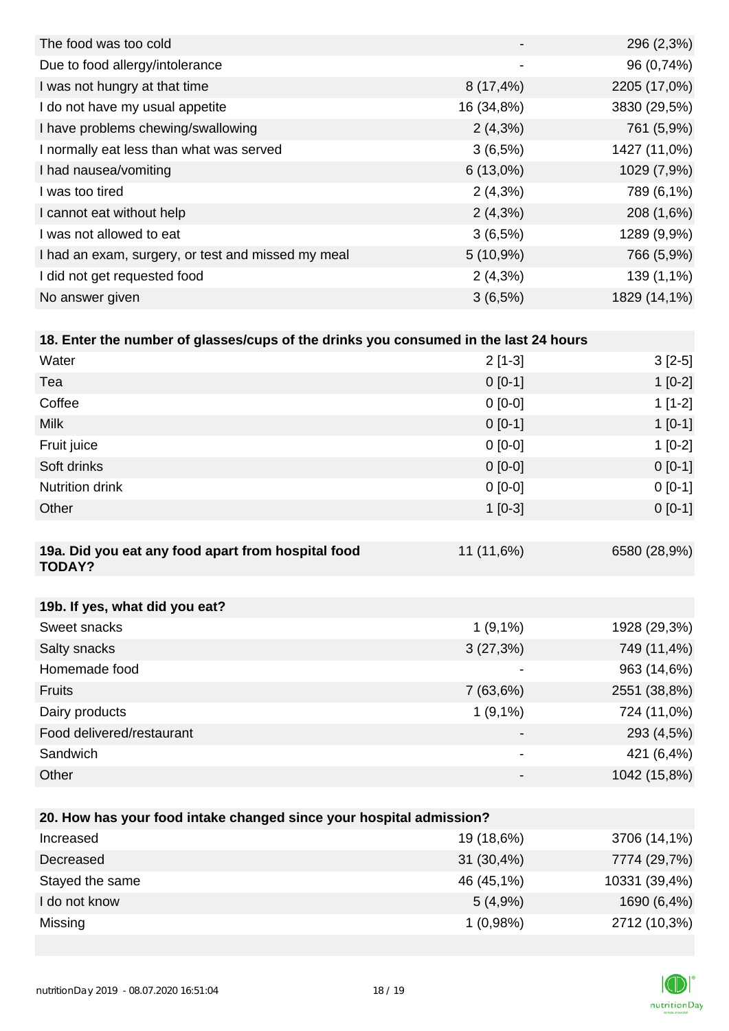| | | |
|---|---|---|
| The food was too cold | - | 296 (2,3%) |
| Due to food allergy/intolerance | - | 96 (0,74%) |
| I was not hungry at that time | 8 (17,4%) | 2205 (17,0%) |
| I do not have my usual appetite | 16 (34,8%) | 3830 (29,5%) |
| I have problems chewing/swallowing | 2 (4,3%) | 761 (5,9%) |
| I normally eat less than what was served | 3 (6,5%) | 1427 (11,0%) |
| I had nausea/vomiting | 6 (13,0%) | 1029 (7,9%) |
| I was too tired | 2 (4,3%) | 789 (6,1%) |
| I cannot eat without help | 2 (4,3%) | 208 (1,6%) |
| I was not allowed to eat | 3 (6,5%) | 1289 (9,9%) |
| I had an exam, surgery, or test and missed my meal | 5 (10,9%) | 766 (5,9%) |
| I did not get requested food | 2 (4,3%) | 139 (1,1%) |
| No answer given | 3 (6,5%) | 1829 (14,1%) |

| **18. Enter the number of glasses/cups of the drinks you consumed in the last 24 hours** | | |
|---|---|---|
| Water | 2 [1-3] | 3 [2-5] |
| Tea | 0 [0-1] | 1 [0-2] |
| Coffee | 0 [0-0] | 1 [1-2] |
| Milk | 0 [0-1] | 1 [0-1] |
| Fruit juice | 0 [0-0] | 1 [0-2] |
| Soft drinks | 0 [0-0] | 0 [0-1] |
| Nutrition drink | 0 [0-0] | 0 [0-1] |
| Other | 1 [0-3] | 0 [0-1] |

| **19a. Did you eat any food apart from hospital food TODAY?** | 11 (11,6%) | 6580 (28,9%) |
|---|---|---|

| **19b. If yes, what did you eat?** | | |
|---|---|---|
| Sweet snacks | 1 (9,1%) | 1928 (29,3%) |
| Salty snacks | 3 (27,3%) | 749 (11,4%) |
| Homemade food | - | 963 (14,6%) |
| Fruits | 7 (63,6%) | 2551 (38,8%) |
| Dairy products | 1 (9,1%) | 724 (11,0%) |
| Food delivered/restaurant | - | 293 (4,5%) |
| Sandwich | - | 421 (6,4%) |
| Other | - | 1042 (15,8%) |

| **20. How has your food intake changed since your hospital admission?** | | |
|---|---|---|
| Increased | 19 (18,6%) | 3706 (14,1%) |
| Decreased | 31 (30,4%) | 7774 (29,7%) |
| Stayed the same | 46 (45,1%) | 10331 (39,4%) |
| I do not know | 5 (4,9%) | 1690 (6,4%) |
| Missing | 1 (0,98%) | 2712 (10,3%) |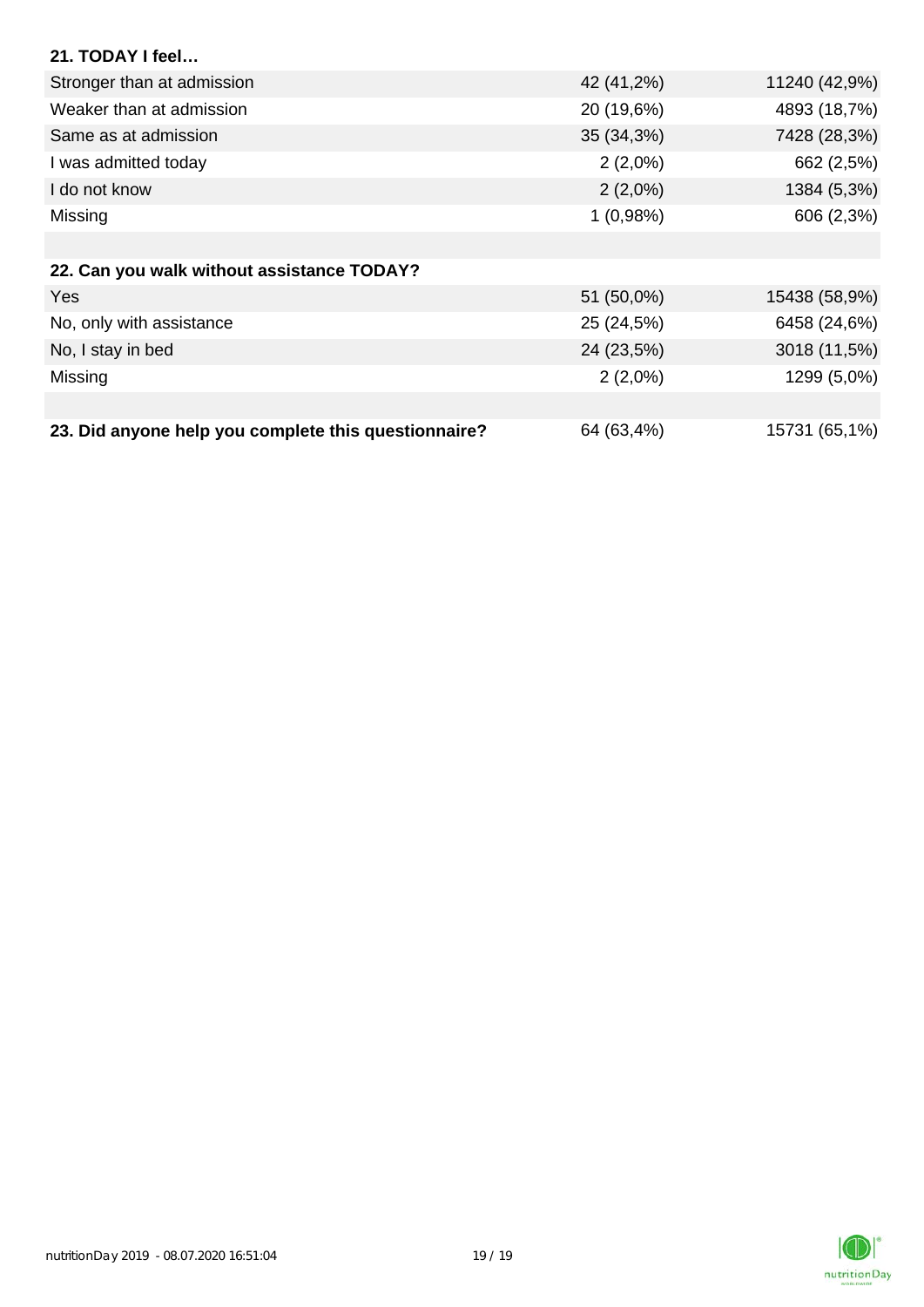| | | |
|---|---|---|
| **21. TODAY I feel…** | | |
| Stronger than at admission | 42 (41,2%) | 11240 (42,9%) |
| Weaker than at admission | 20 (19,6%) | 4893 (18,7%) |
| Same as at admission | 35 (34,3%) | 7428 (28,3%) |
| I was admitted today | 2 (2,0%) | 662 (2,5%) |
| I do not know | 2 (2,0%) | 1384 (5,3%) |
| Missing | 1 (0,98%) | 606 (2,3%) |
| | | |
| **22. Can you walk without assistance TODAY?** | | |
| Yes | 51 (50,0%) | 15438 (58,9%) |
| No, only with assistance | 25 (24,5%) | 6458 (24,6%) |
| No, I stay in bed | 24 (23,5%) | 3018 (11,5%) |
| Missing | 2 (2,0%) | 1299 (5,0%) |
| | | |
| **23. Did anyone help you complete this questionnaire?** | 64 (63,4%) | 15731 (65,1%) |